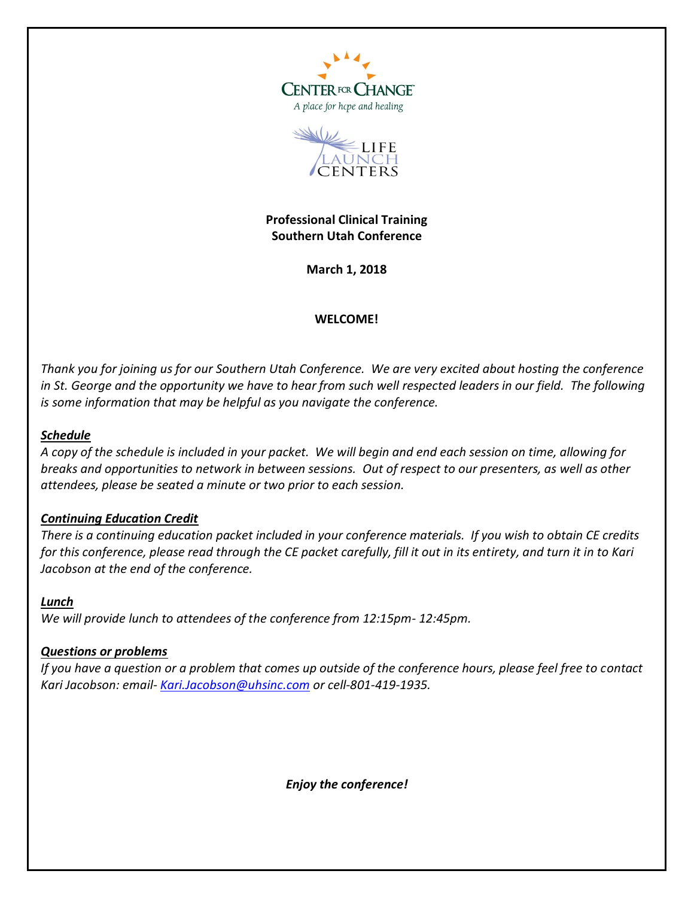CENTER FOR CHANGE

*A place for hope and healing*

LIFE LAUNCH CENTERS

**Professional Clinical Training**
**Southern Utah Conference**

**March 1, 2018**

**WELCOME!**

*Thank you for joining us for our Southern Utah Conference. We are very excited about hosting the conference in St. George and the opportunity we have to hear from such well respected leaders in our field. The following is some information that may be helpful as you navigate the conference.*

***Schedule***

*A copy of the schedule is included in your packet. We will begin and end each session on time, allowing for breaks and opportunities to network in between sessions. Out of respect to our presenters, as well as other attendees, please be seated a minute or two prior to each session.*

***Continuing Education Credit***

*There is a continuing education packet included in your conference materials. If you wish to obtain CE credits for this conference, please read through the CE packet carefully, fill it out in its entirety, and turn it in to Kari Jacobson at the end of the conference.*

***Lunch***

*We will provide lunch to attendees of the conference from 12:15pm- 12:45pm.*

***Questions or problems***

*If you have a question or a problem that comes up outside of the conference hours, please feel free to contact Kari Jacobson: email- Kari.Jacobson@uhsinc.com or cell-801-419-1935.*

***Enjoy the conference!***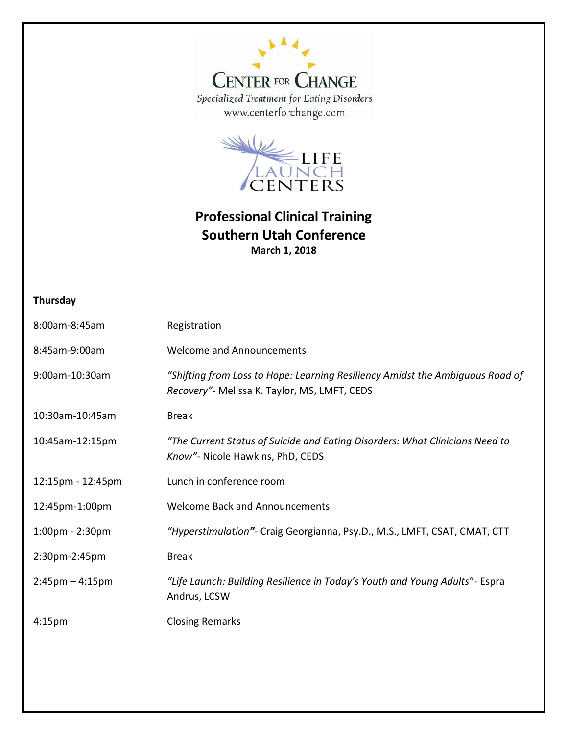CENTER FOR CHANGE

*Specialized Treatment for Eating Disorders*

www.centerforchange.com

LIFE LAUNCH CENTERS

# Professional Clinical Training
# Southern Utah Conference

**March 1, 2018**

**Thursday**

| | |
|---|---|
| 8:00am-8:45am | Registration |
| 8:45am-9:00am | Welcome and Announcements |
| 9:00am-10:30am | *"Shifting from Loss to Hope: Learning Resiliency Amidst the Ambiguous Road of Recovery"*- Melissa K. Taylor, MS, LMFT, CEDS |
| 10:30am-10:45am | Break |
| 10:45am-12:15pm | *"The Current Status of Suicide and Eating Disorders: What Clinicians Need to Know"*- Nicole Hawkins, PhD, CEDS |
| 12:15pm - 12:45pm | Lunch in conference room |
| 12:45pm-1:00pm | Welcome Back and Announcements |
| 1:00pm - 2:30pm | *"Hyperstimulation"*- Craig Georgianna, Psy.D., M.S., LMFT, CSAT, CMAT, CTT |
| 2:30pm-2:45pm | Break |
| 2:45pm – 4:15pm | *"Life Launch: Building Resilience in Today's Youth and Young Adults"*- Espra Andrus, LCSW |
| 4:15pm | Closing Remarks |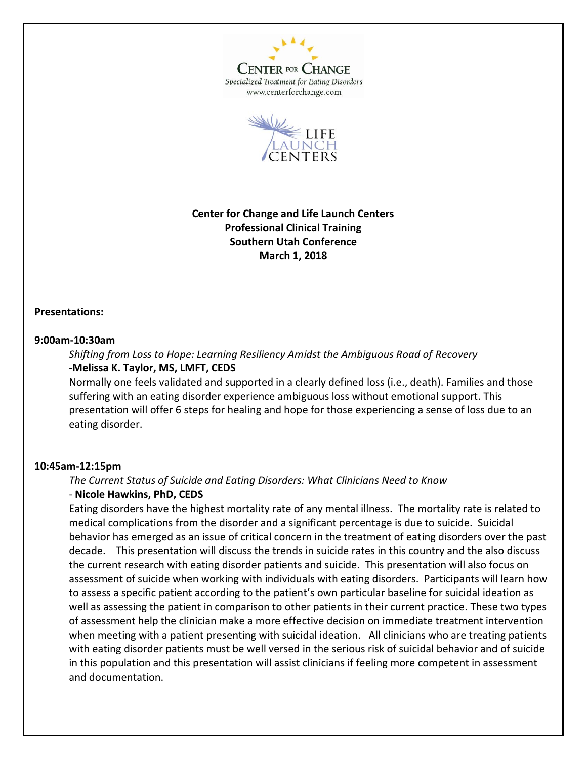**Center for Change**
*Specialized Treatment for Eating Disorders*
www.centerforchange.com

**LIFE LAUNCH CENTERS**

**Center for Change and Life Launch Centers**
**Professional Clinical Training**
**Southern Utah Conference**
**March 1, 2018**

**Presentations:**

**9:00am-10:30am**

*Shifting from Loss to Hope: Learning Resiliency Amidst the Ambiguous Road of Recovery*
-**Melissa K. Taylor, MS, LMFT, CEDS**
Normally one feels validated and supported in a clearly defined loss (i.e., death). Families and those suffering with an eating disorder experience ambiguous loss without emotional support. This presentation will offer 6 steps for healing and hope for those experiencing a sense of loss due to an eating disorder.

**10:45am-12:15pm**

*The Current Status of Suicide and Eating Disorders: What Clinicians Need to Know*
- **Nicole Hawkins, PhD, CEDS**
Eating disorders have the highest mortality rate of any mental illness. The mortality rate is related to medical complications from the disorder and a significant percentage is due to suicide. Suicidal behavior has emerged as an issue of critical concern in the treatment of eating disorders over the past decade. This presentation will discuss the trends in suicide rates in this country and the also discuss the current research with eating disorder patients and suicide. This presentation will also focus on assessment of suicide when working with individuals with eating disorders. Participants will learn how to assess a specific patient according to the patient's own particular baseline for suicidal ideation as well as assessing the patient in comparison to other patients in their current practice. These two types of assessment help the clinician make a more effective decision on immediate treatment intervention when meeting with a patient presenting with suicidal ideation. All clinicians who are treating patients with eating disorder patients must be well versed in the serious risk of suicidal behavior and of suicide in this population and this presentation will assist clinicians if feeling more competent in assessment and documentation.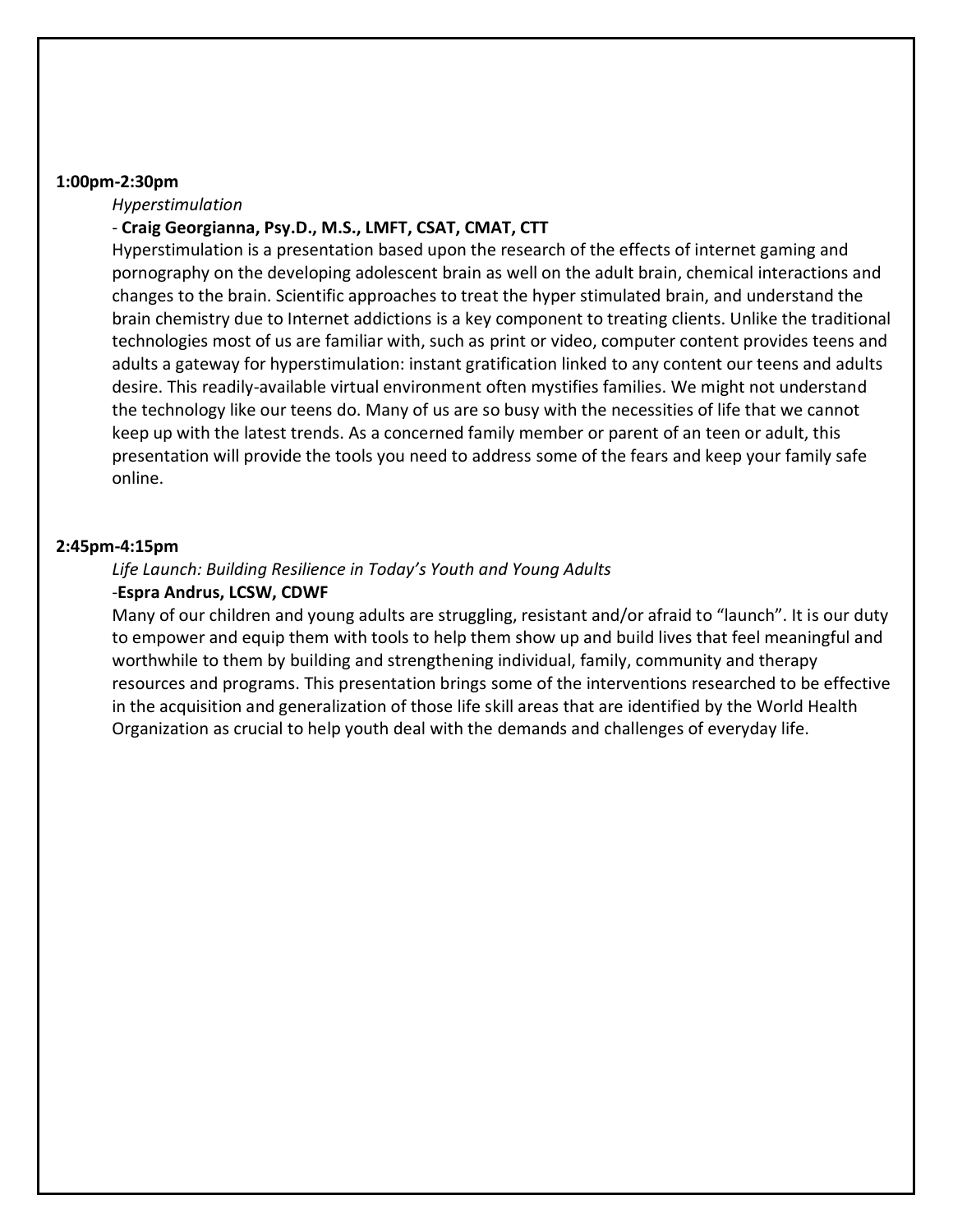**1:00pm-2:30pm**

*Hyperstimulation*

- **Craig Georgianna, Psy.D., M.S., LMFT, CSAT, CMAT, CTT**

Hyperstimulation is a presentation based upon the research of the effects of internet gaming and pornography on the developing adolescent brain as well on the adult brain, chemical interactions and changes to the brain. Scientific approaches to treat the hyper stimulated brain, and understand the brain chemistry due to Internet addictions is a key component to treating clients. Unlike the traditional technologies most of us are familiar with, such as print or video, computer content provides teens and adults a gateway for hyperstimulation: instant gratification linked to any content our teens and adults desire. This readily-available virtual environment often mystifies families. We might not understand the technology like our teens do. Many of us are so busy with the necessities of life that we cannot keep up with the latest trends. As a concerned family member or parent of an teen or adult, this presentation will provide the tools you need to address some of the fears and keep your family safe online.

**2:45pm-4:15pm**

*Life Launch: Building Resilience in Today's Youth and Young Adults*

-**Espra Andrus, LCSW, CDWF**

Many of our children and young adults are struggling, resistant and/or afraid to "launch". It is our duty to empower and equip them with tools to help them show up and build lives that feel meaningful and worthwhile to them by building and strengthening individual, family, community and therapy resources and programs. This presentation brings some of the interventions researched to be effective in the acquisition and generalization of those life skill areas that are identified by the World Health Organization as crucial to help youth deal with the demands and challenges of everyday life.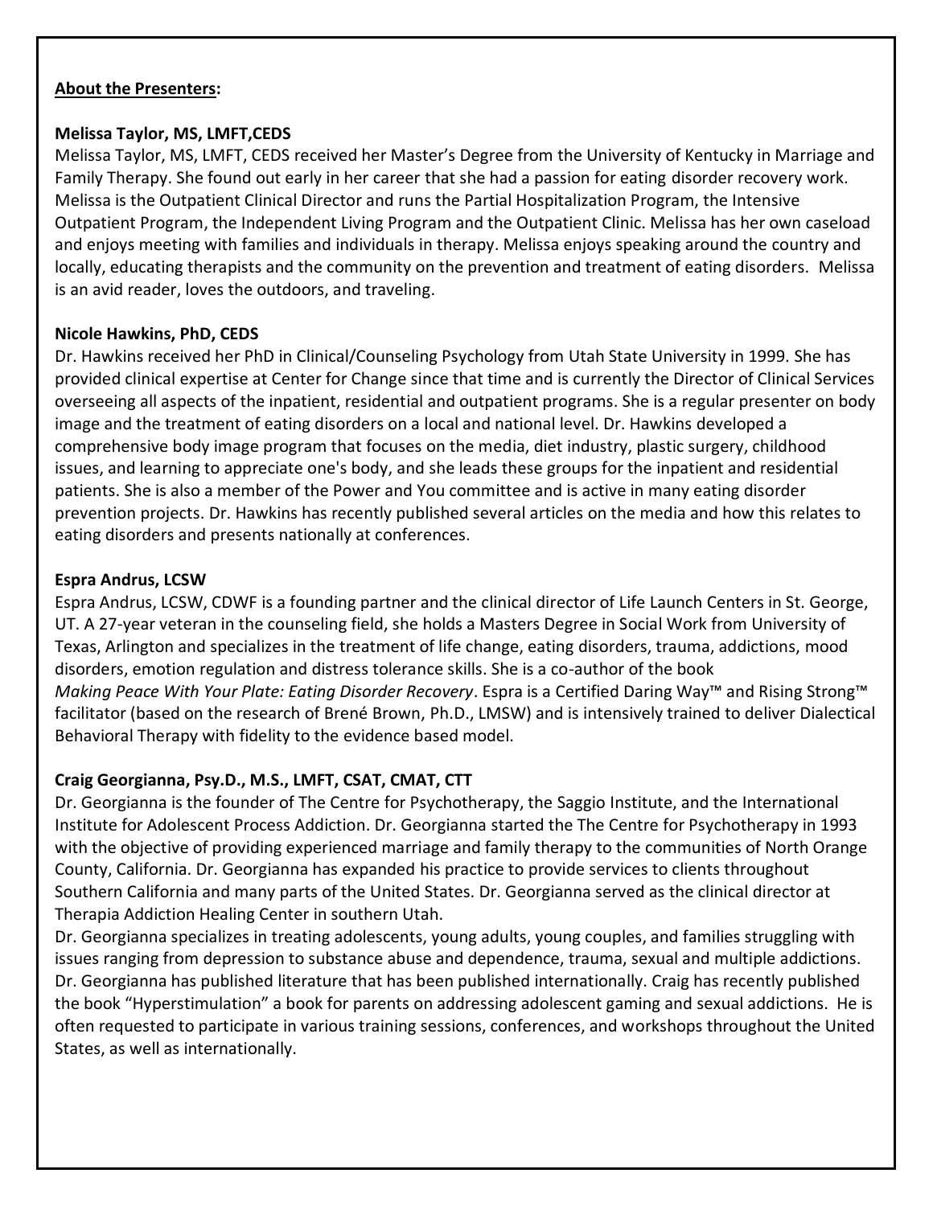**About the Presenters:**

**Melissa Taylor, MS, LMFT,CEDS**

Melissa Taylor, MS, LMFT, CEDS received her Master's Degree from the University of Kentucky in Marriage and Family Therapy. She found out early in her career that she had a passion for eating disorder recovery work. Melissa is the Outpatient Clinical Director and runs the Partial Hospitalization Program, the Intensive Outpatient Program, the Independent Living Program and the Outpatient Clinic. Melissa has her own caseload and enjoys meeting with families and individuals in therapy. Melissa enjoys speaking around the country and locally, educating therapists and the community on the prevention and treatment of eating disorders. Melissa is an avid reader, loves the outdoors, and traveling.

**Nicole Hawkins, PhD, CEDS**

Dr. Hawkins received her PhD in Clinical/Counseling Psychology from Utah State University in 1999. She has provided clinical expertise at Center for Change since that time and is currently the Director of Clinical Services overseeing all aspects of the inpatient, residential and outpatient programs. She is a regular presenter on body image and the treatment of eating disorders on a local and national level. Dr. Hawkins developed a comprehensive body image program that focuses on the media, diet industry, plastic surgery, childhood issues, and learning to appreciate one's body, and she leads these groups for the inpatient and residential patients. She is also a member of the Power and You committee and is active in many eating disorder prevention projects. Dr. Hawkins has recently published several articles on the media and how this relates to eating disorders and presents nationally at conferences.

**Espra Andrus, LCSW**

Espra Andrus, LCSW, CDWF is a founding partner and the clinical director of Life Launch Centers in St. George, UT. A 27-year veteran in the counseling field, she holds a Masters Degree in Social Work from University of Texas, Arlington and specializes in the treatment of life change, eating disorders, trauma, addictions, mood disorders, emotion regulation and distress tolerance skills. She is a co-author of the book *Making Peace With Your Plate: Eating Disorder Recovery*. Espra is a Certified Daring Way™ and Rising Strong™ facilitator (based on the research of Brené Brown, Ph.D., LMSW) and is intensively trained to deliver Dialectical Behavioral Therapy with fidelity to the evidence based model.

**Craig Georgianna, Psy.D., M.S., LMFT, CSAT, CMAT, CTT**

Dr. Georgianna is the founder of The Centre for Psychotherapy, the Saggio Institute, and the International Institute for Adolescent Process Addiction. Dr. Georgianna started the The Centre for Psychotherapy in 1993 with the objective of providing experienced marriage and family therapy to the communities of North Orange County, California. Dr. Georgianna has expanded his practice to provide services to clients throughout Southern California and many parts of the United States. Dr. Georgianna served as the clinical director at Therapia Addiction Healing Center in southern Utah.

Dr. Georgianna specializes in treating adolescents, young adults, young couples, and families struggling with issues ranging from depression to substance abuse and dependence, trauma, sexual and multiple addictions. Dr. Georgianna has published literature that has been published internationally. Craig has recently published the book "Hyperstimulation" a book for parents on addressing adolescent gaming and sexual addictions. He is often requested to participate in various training sessions, conferences, and workshops throughout the United States, as well as internationally.